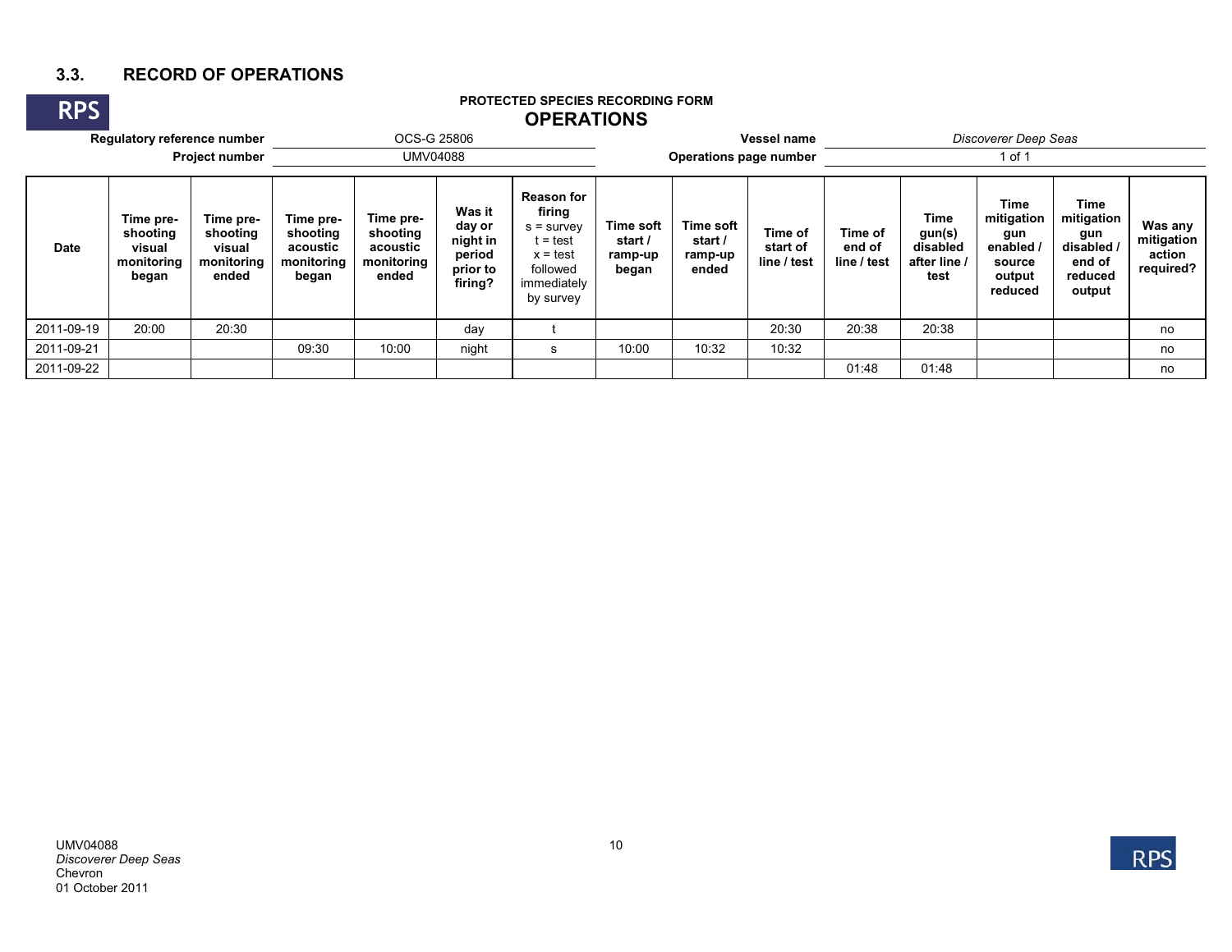## 3.3. RECORD OF OPERATIONS

RPS

**PROTECTED SPECIES RECORDING FORM**

**OPERATIONS**

| | | | |
|---|---|---|---|
| **Regulatory reference number** | OCS-G 25806 | **Vessel name** | *Discoverer Deep Seas* |
| **Project number** | UMV04088 | **Operations page number** | 1 of 1 |

| Date | Time pre-shooting visual monitoring began | Time pre-shooting visual monitoring ended | Time pre-shooting acoustic monitoring began | Time pre-shooting acoustic monitoring ended | Was it day or night in period prior to firing? | Reason for firing s = survey t = test x = test followed immediately by survey | Time soft start / ramp-up began | Time soft start / ramp-up ended | Time of start of line / test | Time of end of line / test | Time gun(s) disabled after line / test | Time mitigation gun enabled / source output reduced | Time mitigation gun disabled / end of reduced output | Was any mitigation action required? |
|---|---|---|---|---|---|---|---|---|---|---|---|---|---|---|
| 2011-09-19 | 20:00 | 20:30 | | | day | t | | | 20:30 | 20:38 | 20:38 | | | no |
| 2011-09-21 | | | 09:30 | 10:00 | night | s | 10:00 | 10:32 | 10:32 | | | | | no |
| 2011-09-22 | | | | | | | | | | 01:48 | 01:48 | | | no |

UMV04088
*Discoverer Deep Seas*
Chevron
01 October 2011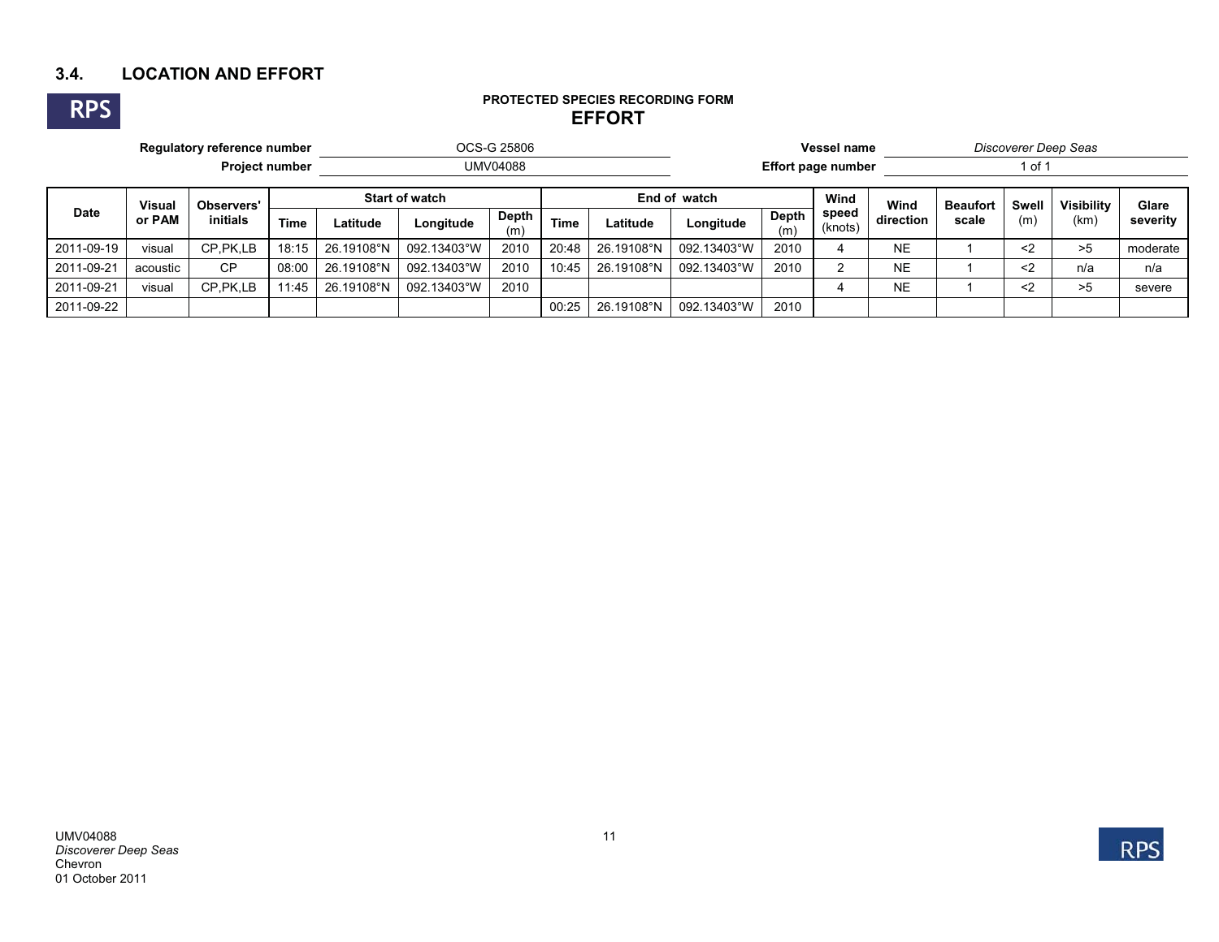## 3.4. LOCATION AND EFFORT

RPS

**PROTECTED SPECIES RECORDING FORM**
**EFFORT**

**Regulatory reference number** OCS-G 25806 **Vessel name** *Discoverer Deep Seas*
**Project number** UMV04088 **Effort page number** 1 of 1

| Date | Visual or PAM | Observers' initials | Start of watch | | | | End of watch | | | | Wind speed (knots) | Wind direction | Beaufort scale | Swell (m) | Visibility (km) | Glare severity |
|---|---|---|---|---|---|---|---|---|---|---|---|---|---|---|---|---|
| | | | Time | Latitude | Longitude | Depth (m) | Time | Latitude | Longitude | Depth (m) | | | | | | |
| 2011-09-19 | visual | CP,PK,LB | 18:15 | 26.19108°N | 092.13403°W | 2010 | 20:48 | 26.19108°N | 092.13403°W | 2010 | 4 | NE | 1 | <2 | >5 | moderate |
| 2011-09-21 | acoustic | CP | 08:00 | 26.19108°N | 092.13403°W | 2010 | 10:45 | 26.19108°N | 092.13403°W | 2010 | 2 | NE | 1 | <2 | n/a | n/a |
| 2011-09-21 | visual | CP,PK,LB | 11:45 | 26.19108°N | 092.13403°W | 2010 | | | | | 4 | NE | 1 | <2 | >5 | severe |
| 2011-09-22 | | | | | | | 00:25 | 26.19108°N | 092.13403°W | 2010 | | | | | | |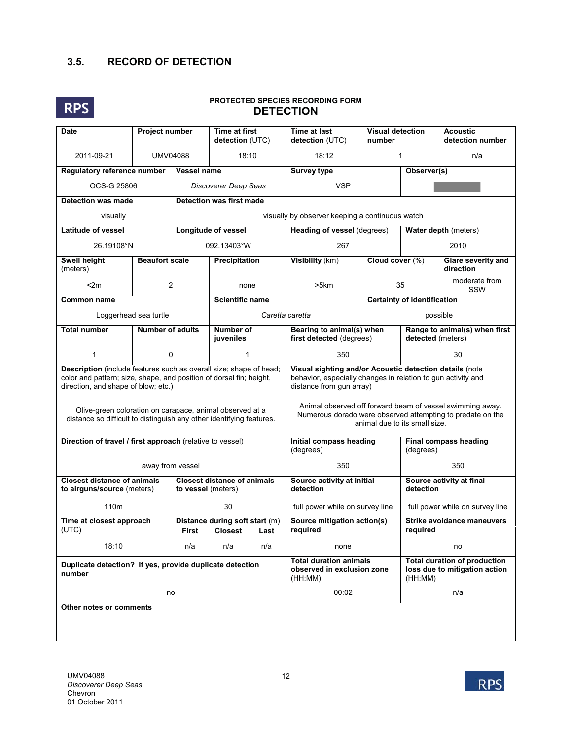## 3.5. RECORD OF DETECTION

RPS

**PROTECTED SPECIES RECORDING FORM**
**DETECTION**

| **Date** | **Project number** | **Time at first detection** (UTC) | **Time at last detection** (UTC) | **Visual detection number** | **Acoustic detection number** |
|---|---|---|---|---|---|
| 2011-09-21 | UMV04088 | 18:10 | 18:12 | 1 | n/a |

| **Regulatory reference number** | **Vessel name** | **Survey type** | **Observer(s)** |
|---|---|---|---|
| OCS-G 25806 | *Discoverer Deep Seas* | VSP | |

| **Detection was made** | **Detection was first made** |
|---|---|
| visually | visually by observer keeping a continuous watch |

| **Latitude of vessel** | **Longitude of vessel** | **Heading of vessel** (degrees) | **Water depth** (meters) |
|---|---|---|---|
| 26.19108°N | 092.13403°W | 267 | 2010 |

| **Swell height** (meters) | **Beaufort scale** | **Precipitation** | **Visibility** (km) | **Cloud cover** (%) | **Glare severity and direction** |
|---|---|---|---|---|---|
| <2m | 2 | none | >5km | 35 | moderate from SSW |

| **Common name** | **Scientific name** | **Certainty of identification** |
|---|---|---|
| Loggerhead sea turtle | *Caretta caretta* | possible |

| **Total number** | **Number of adults** | **Number of juveniles** | **Bearing to animal(s) when first detected** (degrees) | **Range to animal(s) when first detected** (meters) |
|---|---|---|---|---|
| 1 | 0 | 1 | 350 | 30 |

| **Description** (include features such as overall size; shape of head; color and pattern; size, shape, and position of dorsal fin; height, direction, and shape of blow; etc.) | **Visual sighting and/or Acoustic detection details** (note behavior, especially changes in relation to gun activity and distance from gun array) |
|---|---|
| Olive-green coloration on carapace, animal observed at a distance so difficult to distinguish any other identifying features. | Animal observed off forward beam of vessel swimming away. Numerous dorado were observed attempting to predate on the animal due to its small size. |

| **Direction of travel / first approach** (relative to vessel) | **Initial compass heading** (degrees) | **Final compass heading** (degrees) |
|---|---|---|
| away from vessel | 350 | 350 |

| **Closest distance of animals to airguns/source** (meters) | **Closest distance of animals to vessel** (meters) | **Source activity at initial detection** | **Source activity at final detection** |
|---|---|---|---|
| 110m | 30 | full power while on survey line | full power while on survey line |

| **Time at closest approach** (UTC) | **Distance during soft start** (m) First | Closest | Last | **Source mitigation action(s) required** | **Strike avoidance maneuvers required** |
|---|---|---|---|---|---|
| 18:10 | n/a | n/a | n/a | none | no |

| **Duplicate detection? If yes, provide duplicate detection number** | **Total duration animals observed in exclusion zone** (HH:MM) | **Total duration of production loss due to mitigation action** (HH:MM) |
|---|---|---|
| no | 00:02 | n/a |

**Other notes or comments**

UMV04088
*Discoverer Deep Seas*
Chevron
01 October 2011